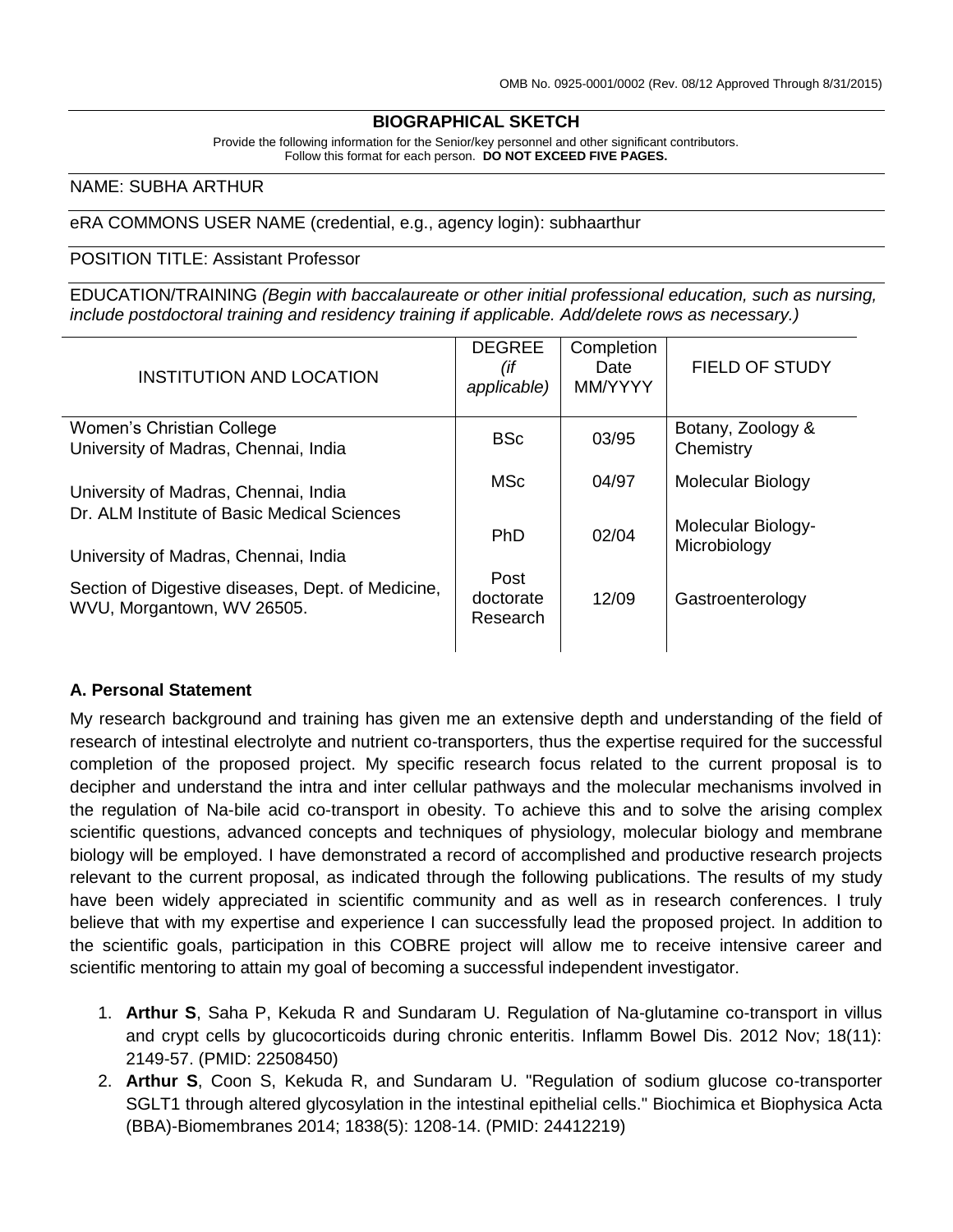OMB No. 0925-0001/0002 (Rev. 08/12 Approved Through 8/31/2015)

## BIOGRAPHICAL SKETCH

Provide the following information for the Senior/key personnel and other significant contributors.
Follow this format for each person. **DO NOT EXCEED FIVE PAGES.**

NAME: SUBHA ARTHUR

eRA COMMONS USER NAME (credential, e.g., agency login): subhaarthur

POSITION TITLE: Assistant Professor

EDUCATION/TRAINING *(Begin with baccalaureate or other initial professional education, such as nursing, include postdoctoral training and residency training if applicable. Add/delete rows as necessary.)*

| INSTITUTION AND LOCATION | DEGREE *(if applicable)* | Completion Date MM/YYYY | FIELD OF STUDY |
|---|---|---|---|
| Women's Christian College University of Madras, Chennai, India | BSc | 03/95 | Botany, Zoology & Chemistry |
| University of Madras, Chennai, India | MSc | 04/97 | Molecular Biology |
| Dr. ALM Institute of Basic Medical Sciences University of Madras, Chennai, India | PhD | 02/04 | Molecular Biology-Microbiology |
| Section of Digestive diseases, Dept. of Medicine, WVU, Morgantown, WV 26505. | Post doctorate Research | 12/09 | Gastroenterology |

### A. Personal Statement

My research background and training has given me an extensive depth and understanding of the field of research of intestinal electrolyte and nutrient co-transporters, thus the expertise required for the successful completion of the proposed project. My specific research focus related to the current proposal is to decipher and understand the intra and inter cellular pathways and the molecular mechanisms involved in the regulation of Na-bile acid co-transport in obesity. To achieve this and to solve the arising complex scientific questions, advanced concepts and techniques of physiology, molecular biology and membrane biology will be employed. I have demonstrated a record of accomplished and productive research projects relevant to the current proposal, as indicated through the following publications. The results of my study have been widely appreciated in scientific community and as well as in research conferences. I truly believe that with my expertise and experience I can successfully lead the proposed project. In addition to the scientific goals, participation in this COBRE project will allow me to receive intensive career and scientific mentoring to attain my goal of becoming a successful independent investigator.

1. **Arthur S**, Saha P, Kekuda R and Sundaram U. Regulation of Na-glutamine co-transport in villus and crypt cells by glucocorticoids during chronic enteritis. Inflamm Bowel Dis. 2012 Nov; 18(11): 2149-57. (PMID: 22508450)
2. **Arthur S**, Coon S, Kekuda R, and Sundaram U. "Regulation of sodium glucose co-transporter SGLT1 through altered glycosylation in the intestinal epithelial cells." Biochimica et Biophysica Acta (BBA)-Biomembranes 2014; 1838(5): 1208-14. (PMID: 24412219)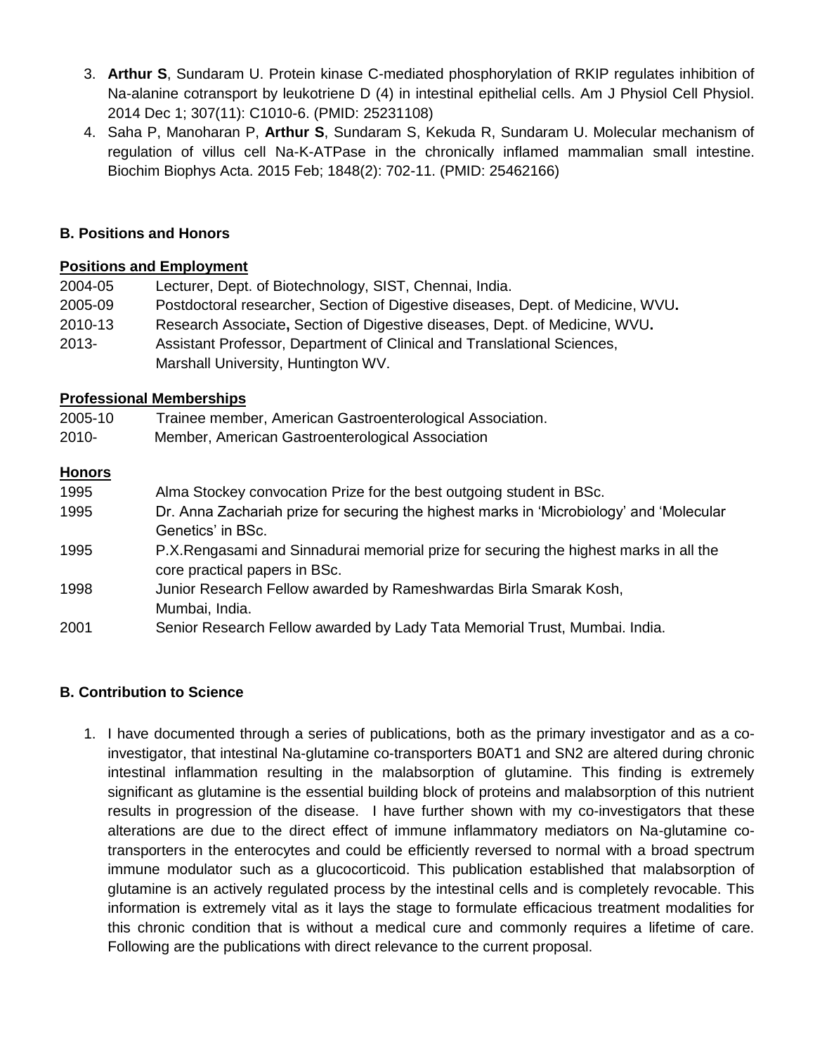3. **Arthur S**, Sundaram U. Protein kinase C-mediated phosphorylation of RKIP regulates inhibition of Na-alanine cotransport by leukotriene D (4) in intestinal epithelial cells. Am J Physiol Cell Physiol. 2014 Dec 1; 307(11): C1010-6. (PMID: 25231108)
4. Saha P, Manoharan P, **Arthur S**, Sundaram S, Kekuda R, Sundaram U. Molecular mechanism of regulation of villus cell Na-K-ATPase in the chronically inflamed mammalian small intestine. Biochim Biophys Acta. 2015 Feb; 1848(2): 702-11. (PMID: 25462166)

### B. Positions and Honors

**Positions and Employment**

| | |
|---|---|
| 2004-05 | Lecturer, Dept. of Biotechnology, SIST, Chennai, India. |
| 2005-09 | Postdoctoral researcher, Section of Digestive diseases, Dept. of Medicine, WVU**.** |
| 2010-13 | Research Associate**,** Section of Digestive diseases, Dept. of Medicine, WVU**.** |
| 2013- | Assistant Professor, Department of Clinical and Translational Sciences, Marshall University, Huntington WV. |

**Professional Memberships**

| | |
|---|---|
| 2005-10 | Trainee member, American Gastroenterological Association. |
| 2010- | Member, American Gastroenterological Association |

**Honors**

| | |
|---|---|
| 1995 | Alma Stockey convocation Prize for the best outgoing student in BSc. |
| 1995 | Dr. Anna Zachariah prize for securing the highest marks in 'Microbiology' and 'Molecular Genetics' in BSc. |
| 1995 | P.X.Rengasami and Sinnadurai memorial prize for securing the highest marks in all the core practical papers in BSc. |
| 1998 | Junior Research Fellow awarded by Rameshwardas Birla Smarak Kosh, Mumbai, India. |
| 2001 | Senior Research Fellow awarded by Lady Tata Memorial Trust, Mumbai. India. |

### B. Contribution to Science

1. I have documented through a series of publications, both as the primary investigator and as a co-investigator, that intestinal Na-glutamine co-transporters B0AT1 and SN2 are altered during chronic intestinal inflammation resulting in the malabsorption of glutamine. This finding is extremely significant as glutamine is the essential building block of proteins and malabsorption of this nutrient results in progression of the disease. I have further shown with my co-investigators that these alterations are due to the direct effect of immune inflammatory mediators on Na-glutamine co-transporters in the enterocytes and could be efficiently reversed to normal with a broad spectrum immune modulator such as a glucocorticoid. This publication established that malabsorption of glutamine is an actively regulated process by the intestinal cells and is completely revocable. This information is extremely vital as it lays the stage to formulate efficacious treatment modalities for this chronic condition that is without a medical cure and commonly requires a lifetime of care. Following are the publications with direct relevance to the current proposal.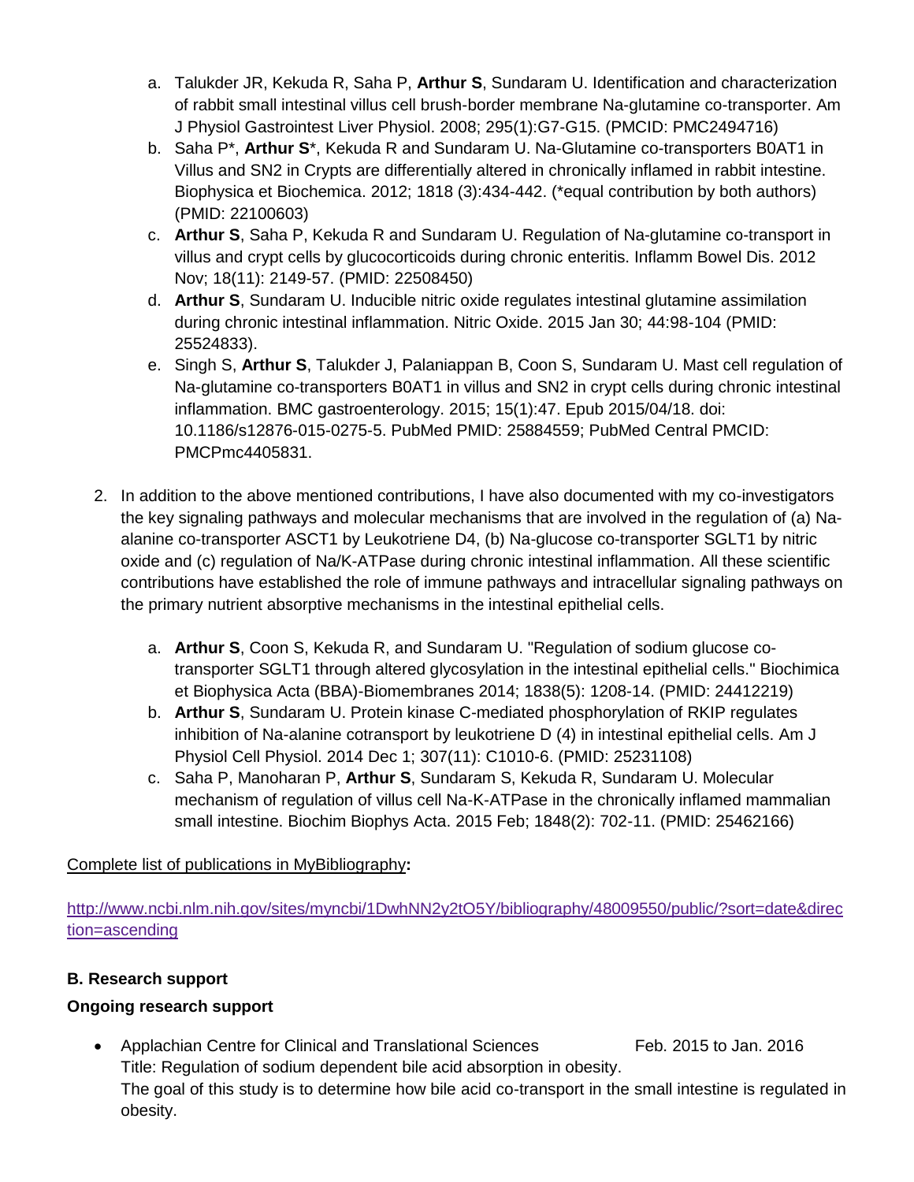a. Talukder JR, Kekuda R, Saha P, **Arthur S**, Sundaram U. Identification and characterization of rabbit small intestinal villus cell brush-border membrane Na-glutamine co-transporter. Am J Physiol Gastrointest Liver Physiol. 2008; 295(1):G7-G15. (PMCID: PMC2494716)

b. Saha P*, **Arthur S***, Kekuda R and Sundaram U. Na-Glutamine co-transporters B0AT1 in Villus and SN2 in Crypts are differentially altered in chronically inflamed rabbit intestine. Biophysica et Biochemica. 2012; 1818 (3):434-442. (*equal contribution by both authors) (PMID: 22100603)

c. **Arthur S**, Saha P, Kekuda R and Sundaram U. Regulation of Na-glutamine co-transport in villus and crypt cells by glucocorticoids during chronic enteritis. Inflamm Bowel Dis. 2012 Nov; 18(11): 2149-57. (PMID: 22508450)

d. **Arthur S**, Sundaram U. Inducible nitric oxide regulates intestinal glutamine assimilation during chronic intestinal inflammation. Nitric Oxide. 2015 Jan 30; 44:98-104 (PMID: 25524833).

e. Singh S, **Arthur S**, Talukder J, Palaniappan B, Coon S, Sundaram U. Mast cell regulation of Na-glutamine co-transporters B0AT1 in villus and SN2 in crypt cells during chronic intestinal inflammation. BMC gastroenterology. 2015; 15(1):47. Epub 2015/04/18. doi: 10.1186/s12876-015-0275-5. PubMed PMID: 25884559; PubMed Central PMCID: PMCPmc4405831.

2. In addition to the above mentioned contributions, I have also documented with my co-investigators the key signaling pathways and molecular mechanisms that are involved in the regulation of (a) Na-alanine co-transporter ASCT1 by Leukotriene D4, (b) Na-glucose co-transporter SGLT1 by nitric oxide and (c) regulation of Na/K-ATPase during chronic intestinal inflammation. All these scientific contributions have established the role of immune pathways and intracellular signaling pathways on the primary nutrient absorptive mechanisms in the intestinal epithelial cells.

   a. **Arthur S**, Coon S, Kekuda R, and Sundaram U. "Regulation of sodium glucose co-transporter SGLT1 through altered glycosylation in the intestinal epithelial cells." Biochimica et Biophysica Acta (BBA)-Biomembranes 2014; 1838(5): 1208-14. (PMID: 24412219)

   b. **Arthur S**, Sundaram U. Protein kinase C-mediated phosphorylation of RKIP regulates inhibition of Na-alanine cotransport by leukotriene D (4) in intestinal epithelial cells. Am J Physiol Cell Physiol. 2014 Dec 1; 307(11): C1010-6. (PMID: 25231108)

   c. Saha P, Manoharan P, **Arthur S**, Sundaram S, Kekuda R, Sundaram U. Molecular mechanism of regulation of villus cell Na-K-ATPase in the chronically inflamed mammalian small intestine. Biochim Biophys Acta. 2015 Feb; 1848(2): 702-11. (PMID: 25462166)

Complete list of publications in MyBibliography**:**

http://www.ncbi.nlm.nih.gov/sites/myncbi/1DwhNN2y2tO5Y/bibliography/48009550/public/?sort=date&direction=ascending

**B. Research support**

**Ongoing research support**

- Applachian Centre for Clinical and Translational Sciences Feb. 2015 to Jan. 2016
  Title: Regulation of sodium dependent bile acid absorption in obesity.
  The goal of this study is to determine how bile acid co-transport in the small intestine is regulated in obesity.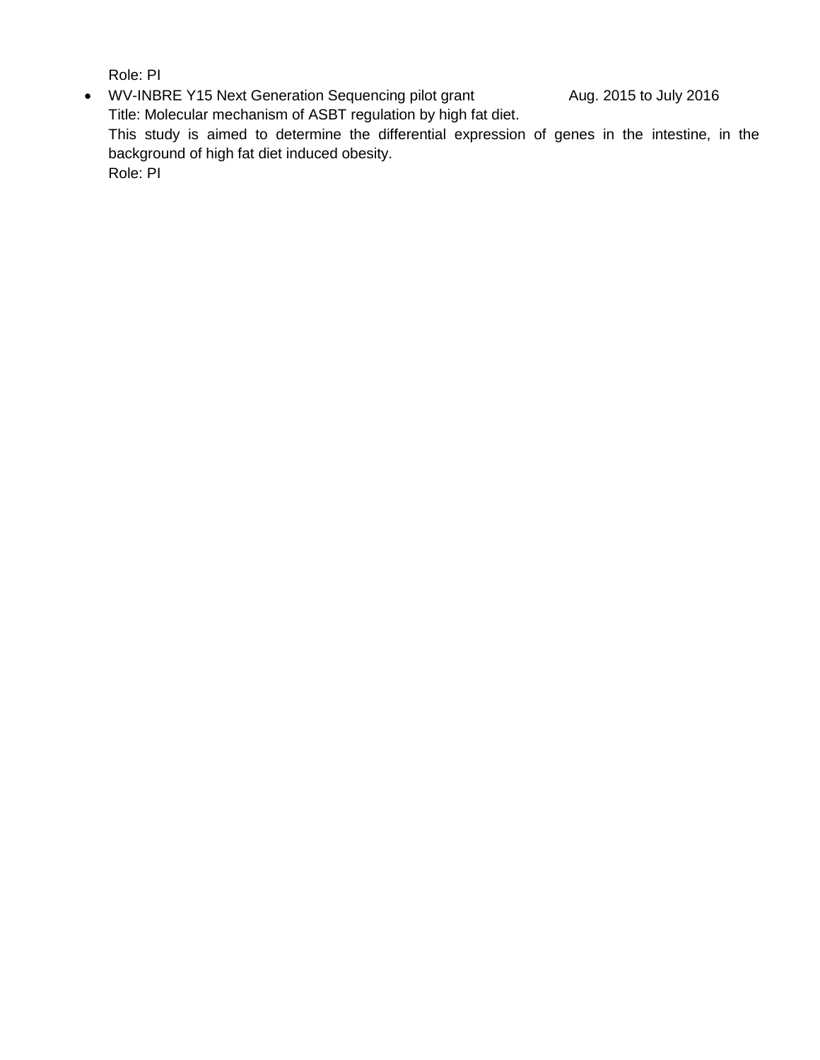Role: PI

- WV-INBRE Y15 Next Generation Sequencing pilot grant Aug. 2015 to July 2016
  Title: Molecular mechanism of ASBT regulation by high fat diet.
  This study is aimed to determine the differential expression of genes in the intestine, in the background of high fat diet induced obesity.
  Role: PI